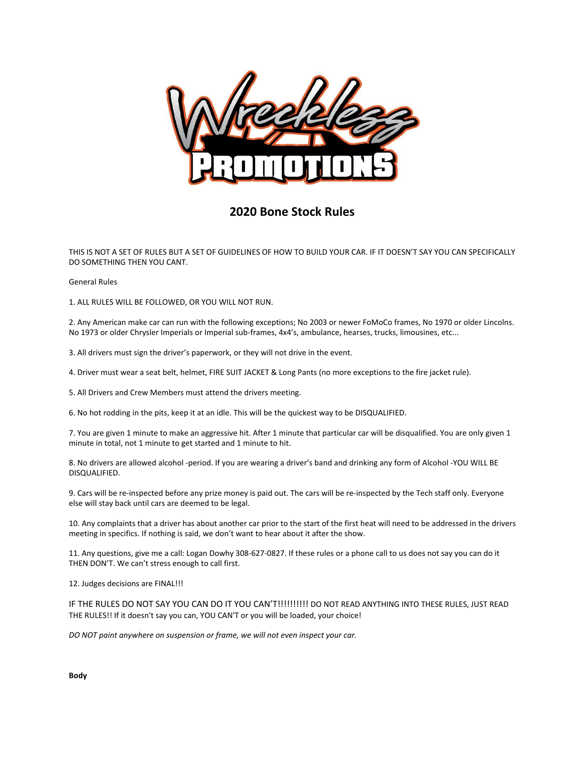# 2020 Bone Stock Rules

THIS IS NOT A SET OF RULES BUT A SET OF GUIDELINES OF HOW TO BUILD YOUR CAR. IF IT DOESN'T SAY YOU CAN SPECIFICALLY DO SOMETHING THEN YOU CANT.

General Rules

1. ALL RULES WILL BE FOLLOWED, OR YOU WILL NOT RUN.

2. Any American make car can run with the following exceptions; No 2003 or newer FoMoCo frames, No 1970 or older Lincolns. No 1973 or older Chrysler Imperials or Imperial sub-frames, 4x4's, ambulance, hearses, trucks, limousines, etc...

3. All drivers must sign the driver's paperwork, or they will not drive in the event.

4. Driver must wear a seat belt, helmet, FIRE SUIT JACKET & Long Pants (no more exceptions to the fire jacket rule).

5. All Drivers and Crew Members must attend the drivers meeting.

6. No hot rodding in the pits, keep it at an idle. This will be the quickest way to be DISQUALIFIED.

7. You are given 1 minute to make an aggressive hit. After 1 minute that particular car will be disqualified. You are only given 1 minute in total, not 1 minute to get started and 1 minute to hit.

8. No drivers are allowed alcohol -period. If you are wearing a driver's band and drinking any form of Alcohol -YOU WILL BE DISQUALIFIED.

9. Cars will be re-inspected before any prize money is paid out. The cars will be re-inspected by the Tech staff only. Everyone else will stay back until cars are deemed to be legal.

10. Any complaints that a driver has about another car prior to the start of the first heat will need to be addressed in the drivers meeting in specifics. If nothing is said, we don't want to hear about it after the show.

11. Any questions, give me a call: Logan Dowhy 308-627-0827. If these rules or a phone call to us does not say you can do it THEN DON'T. We can't stress enough to call first.

12. Judges decisions are FINAL!!!

IF THE RULES DO NOT SAY YOU CAN DO IT YOU CAN'T!!!!!!!!!! DO NOT READ ANYTHING INTO THESE RULES, JUST READ THE RULES!! If it doesn't say you can, YOU CAN'T or you will be loaded, your choice!

*DO NOT paint anywhere on suspension or frame, we will not even inspect your car.*

**Body**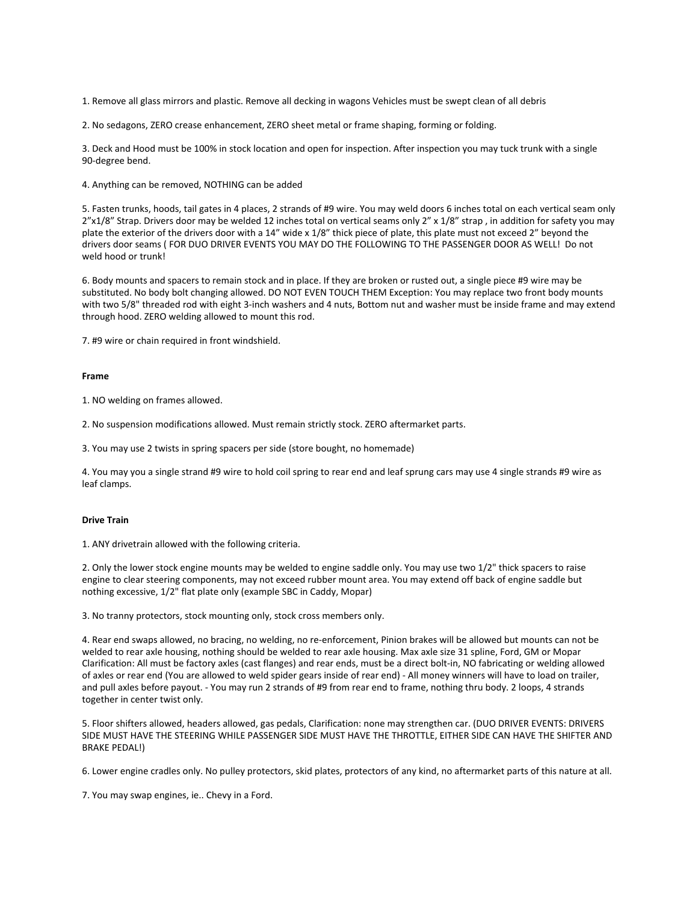1. Remove all glass mirrors and plastic. Remove all decking in wagons Vehicles must be swept clean of all debris

2. No sedagons, ZERO crease enhancement, ZERO sheet metal or frame shaping, forming or folding.

3. Deck and Hood must be 100% in stock location and open for inspection. After inspection you may tuck trunk with a single 90-degree bend.

4. Anything can be removed, NOTHING can be added

5. Fasten trunks, hoods, tail gates in 4 places, 2 strands of #9 wire. You may weld doors 6 inches total on each vertical seam only 2"x1/8" Strap. Drivers door may be welded 12 inches total on vertical seams only 2" x 1/8" strap , in addition for safety you may plate the exterior of the drivers door with a 14" wide x 1/8" thick piece of plate, this plate must not exceed 2" beyond the drivers door seams ( FOR DUO DRIVER EVENTS YOU MAY DO THE FOLLOWING TO THE PASSENGER DOOR AS WELL! Do not weld hood or trunk!

6. Body mounts and spacers to remain stock and in place. If they are broken or rusted out, a single piece #9 wire may be substituted. No body bolt changing allowed. DO NOT EVEN TOUCH THEM Exception: You may replace two front body mounts with two 5/8" threaded rod with eight 3-inch washers and 4 nuts, Bottom nut and washer must be inside frame and may extend through hood. ZERO welding allowed to mount this rod.

7. #9 wire or chain required in front windshield.

**Frame**

1. NO welding on frames allowed.

2. No suspension modifications allowed. Must remain strictly stock. ZERO aftermarket parts.

3. You may use 2 twists in spring spacers per side (store bought, no homemade)

4. You may you a single strand #9 wire to hold coil spring to rear end and leaf sprung cars may use 4 single strands #9 wire as leaf clamps.

**Drive Train**

1. ANY drivetrain allowed with the following criteria.

2. Only the lower stock engine mounts may be welded to engine saddle only. You may use two 1/2" thick spacers to raise engine to clear steering components, may not exceed rubber mount area. You may extend off back of engine saddle but nothing excessive, 1/2" flat plate only (example SBC in Caddy, Mopar)

3. No tranny protectors, stock mounting only, stock cross members only.

4. Rear end swaps allowed, no bracing, no welding, no re-enforcement, Pinion brakes will be allowed but mounts can not be welded to rear axle housing, nothing should be welded to rear axle housing. Max axle size 31 spline, Ford, GM or Mopar Clarification: All must be factory axles (cast flanges) and rear ends, must be a direct bolt-in, NO fabricating or welding allowed of axles or rear end (You are allowed to weld spider gears inside of rear end) - All money winners will have to load on trailer, and pull axles before payout. - You may run 2 strands of #9 from rear end to frame, nothing thru body. 2 loops, 4 strands together in center twist only.

5. Floor shifters allowed, headers allowed, gas pedals, Clarification: none may strengthen car. (DUO DRIVER EVENTS: DRIVERS SIDE MUST HAVE THE STEERING WHILE PASSENGER SIDE MUST HAVE THE THROTTLE, EITHER SIDE CAN HAVE THE SHIFTER AND BRAKE PEDAL!)

6. Lower engine cradles only. No pulley protectors, skid plates, protectors of any kind, no aftermarket parts of this nature at all.

7. You may swap engines, ie.. Chevy in a Ford.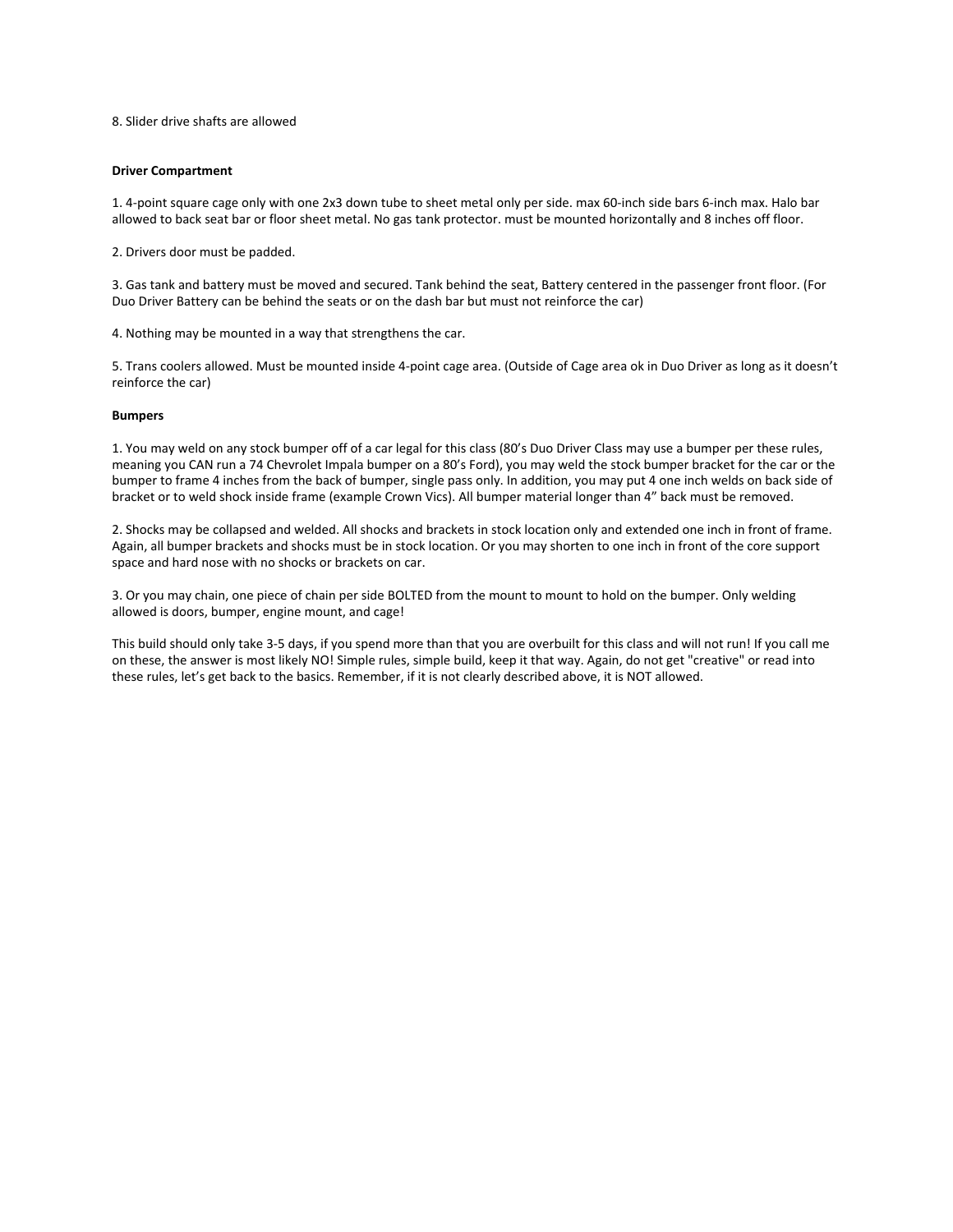8. Slider drive shafts are allowed

**Driver Compartment**

1. 4-point square cage only with one 2x3 down tube to sheet metal only per side. max 60-inch side bars 6-inch max. Halo bar allowed to back seat bar or floor sheet metal. No gas tank protector. must be mounted horizontally and 8 inches off floor.

2. Drivers door must be padded.

3. Gas tank and battery must be moved and secured. Tank behind the seat, Battery centered in the passenger front floor. (For Duo Driver Battery can be behind the seats or on the dash bar but must not reinforce the car)

4. Nothing may be mounted in a way that strengthens the car.

5. Trans coolers allowed. Must be mounted inside 4-point cage area. (Outside of Cage area ok in Duo Driver as long as it doesn't reinforce the car)

**Bumpers**

1. You may weld on any stock bumper off of a car legal for this class (80's Duo Driver Class may use a bumper per these rules, meaning you CAN run a 74 Chevrolet Impala bumper on a 80's Ford), you may weld the stock bumper bracket for the car or the bumper to frame 4 inches from the back of bumper, single pass only. In addition, you may put 4 one inch welds on back side of bracket or to weld shock inside frame (example Crown Vics). All bumper material longer than 4" back must be removed.

2. Shocks may be collapsed and welded. All shocks and brackets in stock location only and extended one inch in front of frame. Again, all bumper brackets and shocks must be in stock location. Or you may shorten to one inch in front of the core support space and hard nose with no shocks or brackets on car.

3. Or you may chain, one piece of chain per side BOLTED from the mount to mount to hold on the bumper. Only welding allowed is doors, bumper, engine mount, and cage!

This build should only take 3-5 days, if you spend more than that you are overbuilt for this class and will not run! If you call me on these, the answer is most likely NO! Simple rules, simple build, keep it that way. Again, do not get "creative" or read into these rules, let's get back to the basics. Remember, if it is not clearly described above, it is NOT allowed.